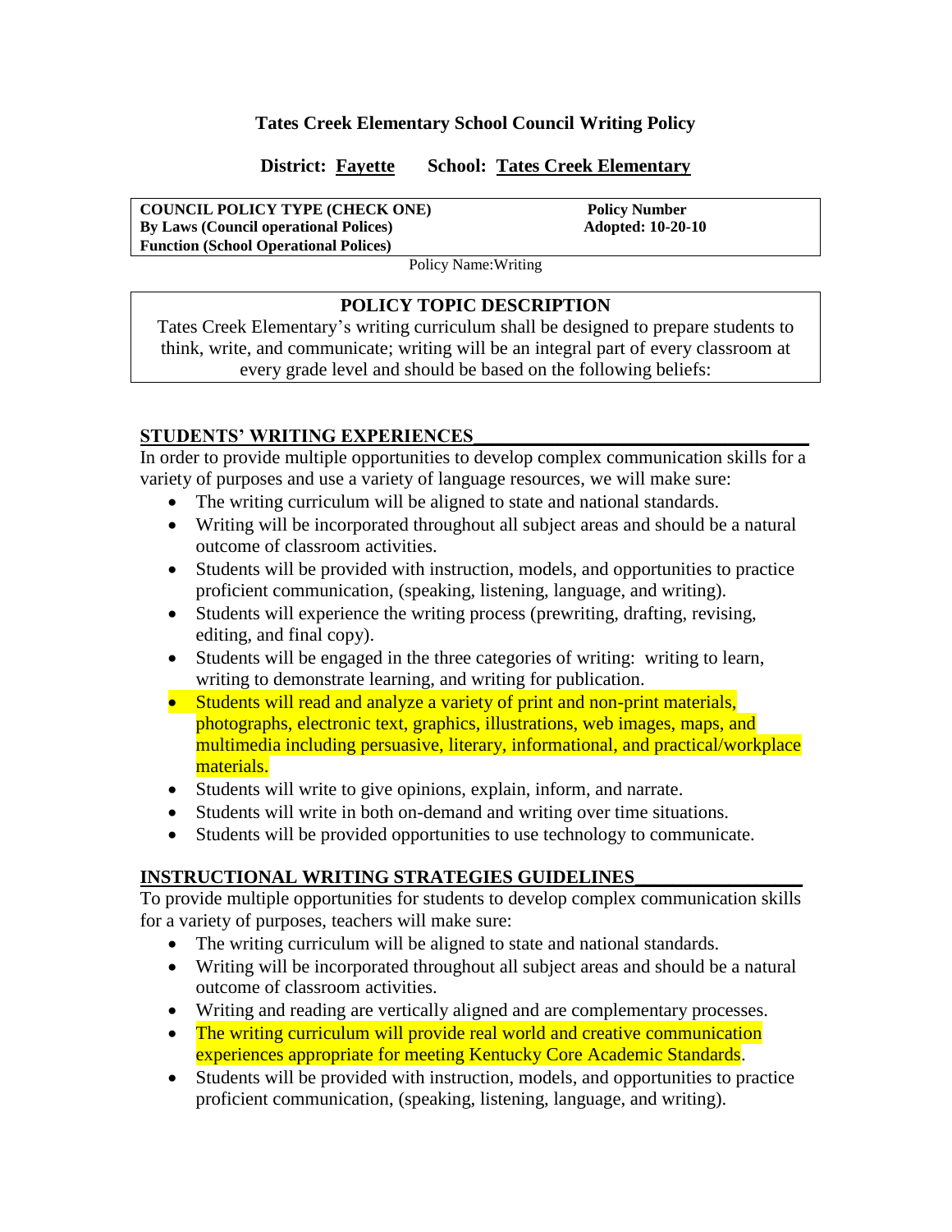# Tates Creek Elementary School Council Writing Policy

**District: Fayette School: Tates Creek Elementary**

| COUNCIL POLICY TYPE (CHECK ONE) | Policy Number |
|---|---|
| By Laws (Council operational Polices) | Adopted: 10-20-10 |
| Function (School Operational Polices) | |

Policy Name:Writing

## POLICY TOPIC DESCRIPTION

Tates Creek Elementary's writing curriculum shall be designed to prepare students to think, write, and communicate; writing will be an integral part of every classroom at every grade level and should be based on the following beliefs:

## STUDENTS' WRITING EXPERIENCES

In order to provide multiple opportunities to develop complex communication skills for a variety of purposes and use a variety of language resources, we will make sure:

- The writing curriculum will be aligned to state and national standards.
- Writing will be incorporated throughout all subject areas and should be a natural outcome of classroom activities.
- Students will be provided with instruction, models, and opportunities to practice proficient communication, (speaking, listening, language, and writing).
- Students will experience the writing process (prewriting, drafting, revising, editing, and final copy).
- Students will be engaged in the three categories of writing: writing to learn, writing to demonstrate learning, and writing for publication.
- Students will read and analyze a variety of print and non-print materials, photographs, electronic text, graphics, illustrations, web images, maps, and multimedia including persuasive, literary, informational, and practical/workplace materials.
- Students will write to give opinions, explain, inform, and narrate.
- Students will write in both on-demand and writing over time situations.
- Students will be provided opportunities to use technology to communicate.

## INSTRUCTIONAL WRITING STRATEGIES GUIDELINES

To provide multiple opportunities for students to develop complex communication skills for a variety of purposes, teachers will make sure:

- The writing curriculum will be aligned to state and national standards.
- Writing will be incorporated throughout all subject areas and should be a natural outcome of classroom activities.
- Writing and reading are vertically aligned and are complementary processes.
- The writing curriculum will provide real world and creative communication experiences appropriate for meeting Kentucky Core Academic Standards.
- Students will be provided with instruction, models, and opportunities to practice proficient communication, (speaking, listening, language, and writing).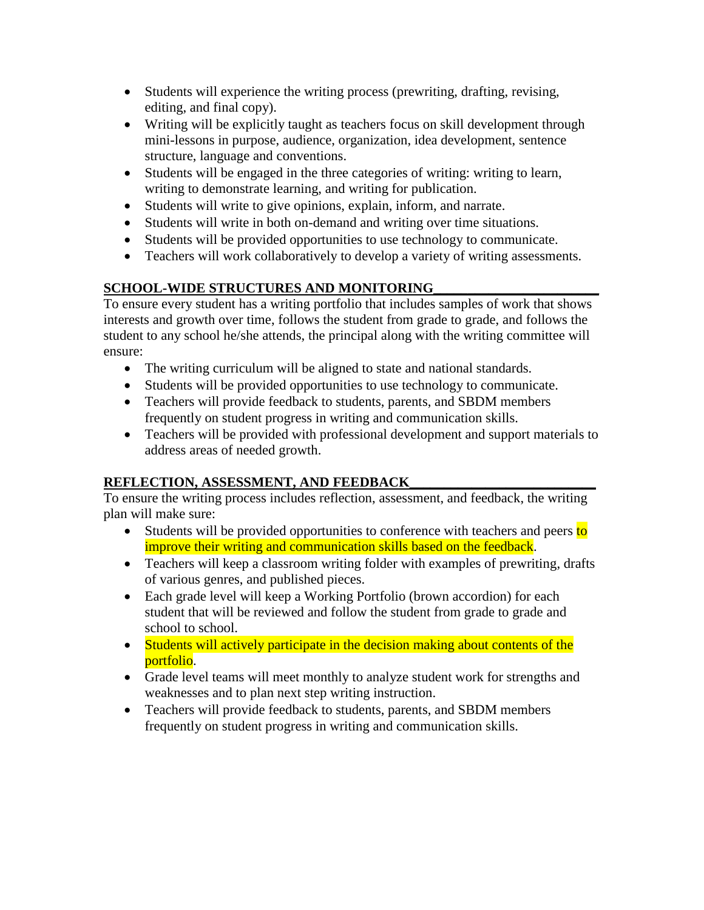- Students will experience the writing process (prewriting, drafting, revising, editing, and final copy).
- Writing will be explicitly taught as teachers focus on skill development through mini-lessons in purpose, audience, organization, idea development, sentence structure, language and conventions.
- Students will be engaged in the three categories of writing: writing to learn, writing to demonstrate learning, and writing for publication.
- Students will write to give opinions, explain, inform, and narrate.
- Students will write in both on-demand and writing over time situations.
- Students will be provided opportunities to use technology to communicate.
- Teachers will work collaboratively to develop a variety of writing assessments.

## SCHOOL-WIDE STRUCTURES AND MONITORING

To ensure every student has a writing portfolio that includes samples of work that shows interests and growth over time, follows the student from grade to grade, and follows the student to any school he/she attends, the principal along with the writing committee will ensure:

- The writing curriculum will be aligned to state and national standards.
- Students will be provided opportunities to use technology to communicate.
- Teachers will provide feedback to students, parents, and SBDM members frequently on student progress in writing and communication skills.
- Teachers will be provided with professional development and support materials to address areas of needed growth.

## REFLECTION, ASSESSMENT, AND FEEDBACK

To ensure the writing process includes reflection, assessment, and feedback, the writing plan will make sure:

- Students will be provided opportunities to conference with teachers and peers to improve their writing and communication skills based on the feedback.
- Teachers will keep a classroom writing folder with examples of prewriting, drafts of various genres, and published pieces.
- Each grade level will keep a Working Portfolio (brown accordion) for each student that will be reviewed and follow the student from grade to grade and school to school.
- Students will actively participate in the decision making about contents of the portfolio.
- Grade level teams will meet monthly to analyze student work for strengths and weaknesses and to plan next step writing instruction.
- Teachers will provide feedback to students, parents, and SBDM members frequently on student progress in writing and communication skills.